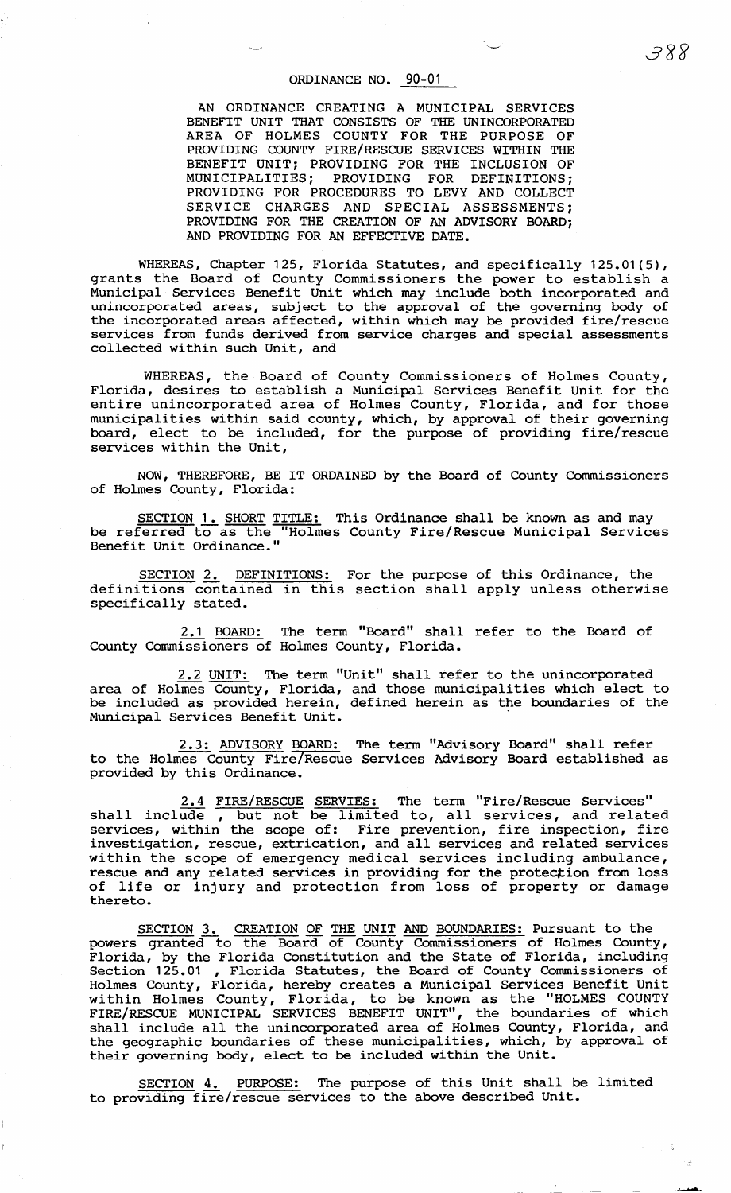## ORDINANCE NO. 90-01

AN ORDINANCE CREATING A MUNICIPAL SERVICES BENEFIT UNIT THAT CONSISTS OF THE UNINCORPORATED AREA OF HOLMES COUNTY FOR THE PURPOSE OF PROVIDING COUNTY FIRE/RESCUE SERVICES WITHIN THE BENEFIT UNIT; PROVIDING FOR THE INCLUSION OF MUNICIPALITIES; PROVIDING FOR DEFINITIONS; PROVIDING FOR PROCEDURES TO LEVY AND COLLECT SERVICE CHARGES AND SPECIAL ASSESSMENTS; PROVIDING FOR THE CREATION OF AN ADVISORY BOARD; AND PROVIDING FOR AN EFFECTIVE DATE.

WHEREAS, Chapter 125, Florida Statutes, and specifically 125.01(5), grants the Board of County Commissioners the power to establish a Municipal Services Benefit Unit which may include both incorporated and unincorporated areas, subject to the approval of the governing body of the incorporated areas affected, within which may be provided fire/rescue services from funds derived from service charges and special assessments collected within such Unit, and

WHEREAS, the Board of County Commissioners of Holmes County, Florida, desires to establish a Municipal Services Benefit Unit for the entire unincorporated area of Holmes County, Florida, and for those municipalities within said county, which, by approval of their governing board, elect to be included, for the purpose of providing fire/rescue services within the Unit,

NOW, THEREFORE, BE IT ORDAINED by the Board of County Commissioners of Holmes County, Florida:

SECTION 1. SHORT TITLE: This Ordinance shall be known as and may be referred to as the "Holmes County Fire/Rescue Municipal Services Benefit Unit Ordinance."

SECTION 2. DEFINITIONS: For the purpose of this Ordinance, the definitions contained in this section shall apply unless otherwise specifically stated.

2.1 BOARD: The term "Board" shall refer to the Board of County Commissioners of Holmes County, Florida.

2.2 UNIT: The term "Unit" shall refer to the unincorporated area of Holmes County, Florida, and those municipalities which elect to be included as provided herein, defined herein as the boundaries of the Municipal Services Benefit Unit.

2.3: ADVISORY BOARD: The term "Advisory Board" shall refer to the Holmes County Fire/Rescue Services Advisory Board established as provided by this Ordinance.

2.4 FIRE/RESCUE SERVIES: The term "Fire/Rescue Services" shall include , but not be limited to, all services, and related services, within the scope of: Fire prevention, fire inspection, fire investigation, rescue, extrication, and all services and related services within the scope of emergency medical services including ambulance, rescue and any related services in providing for the protection from loss of life or injury and protection from loss of property or damage thereto.

SECTION 3. CREATION OF THE UNIT AND BOUNDARIES: Pursuant to the powers granted to the Board of County Commissioners of Holmes County, Florida, by the Florida Constitution and the State of Florida, including Section 125.01 , Florida Statutes, the Board of County Commissioners of Holmes County, Florida, hereby creates a Municipal Services Benefit Unit within Holmes County, Florida, to be known as the "HOLMES COUNTY FIRE/RESCUE MUNICIPAL SERVICES BENEFIT UNIT", the boundaries of which shall include all the unincorporated area of Holmes County, Florida, and the geographic boundaries of these municipalities, which, by approval of their governing body, elect to be included within the Unit.

SECTION 4. PURPOSE: The purpose of this Unit shall be limited to providing fire/rescue services to the above described Unit.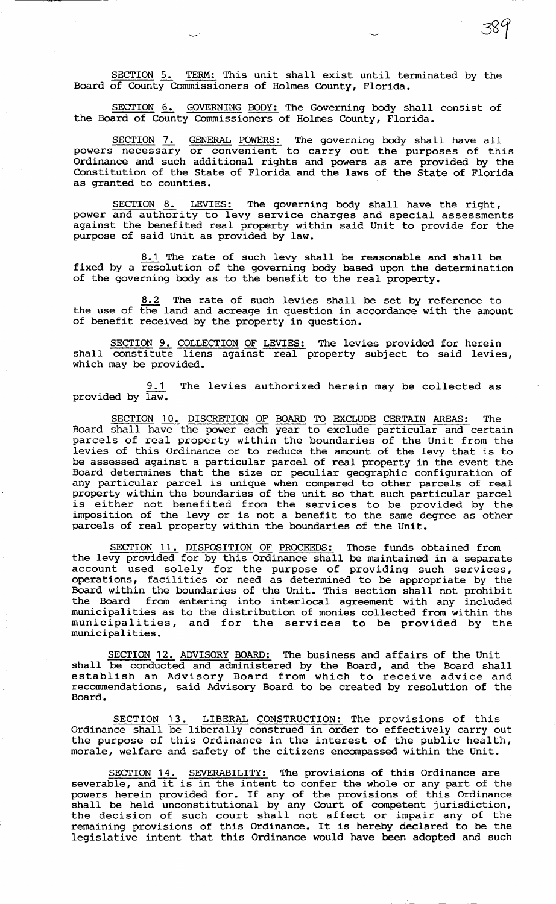SECTION 5. TERM: This unit shall exist until terminated by the Board of County Commissioners of Holmes County, Florida.

SECTION 6. GOVERNING BODY: The Governing body shall consist of the Board of County Commissioners of Holmes County, Florida.

SECTION 7. GENERAL POWERS: The governing body shall have all powers necessary or convenient to carry out the purposes of this Ordinance and such additional rights and powers as are provided by the Constitution of the State of Florida and the laws of the State of Florida as granted to counties.

SECTION 8. LEVIES: The governing body shall have the right, power and authority to levy service charges and special assessments against the benefited real property within said Unit to provide for the purpose of said Unit as provided by law.

8.1 The rate of such levy shall be reasonable and shall be fixed by a resolution of the governing body based upon the determination of the governing body as to the benefit to the real property.

8.2 The rate of such levies shall be set by reference to the use of the land and acreage in question in accordance with the amount of benefit received by the property in question.

SECTION 9. COLLECTION OF LEVIES: The levies provided for herein shall constitute liens against real property subject to said levies, which may be provided.

9.1 The levies authorized herein may be collected as provided by law.

SECTION 10. DISCRETION OF BOARD TO EXCLUDE CERTAIN AREAS: The Board shall have the power each year to exclude particular and certain parcels of real property within the boundaries of the Unit from the levies of this Ordinance or to reduce the amount of the levy that is to be assessed against a particular parcel of real property in the event the Board determines that the size or peculiar geographic configuration of any particular parcel is unique when compared to other parcels of real property within the boundaries of the unit so that such particular parcel is either not benefited from the services to be provided by the imposition of the levy or is not a benefit to the same degree as other parcels of real property within the boundaries of the Unit.

SECTION 11. DISPOSITION OF PROCEEDS: Those funds obtained from the levy provided for by this Ordinance shall be maintained in a separate account used solely for the purpose of providing such services, operations, facilities or need as determined to be appropriate by the Board within the boundaries of the Unit. This section shall not prohibit the Board from entering into interlocal agreement with any included municipalities as to the distribution of monies collected from within the municipalities, and for the services to be provided by the municipalities.

SECTION 12. ADVISORY BOARD: The business and affairs of the Unit shall be conducted and administered by the Board, and the Board shall establish an Advisory Board from which to receive advice and recommendations, said Advisory Board to be created by resolution of the Board.

SECTION 13. LIBERAL CONSTRUCTION: The provisions of this Ordinance shall be liberally construed in order to effectively carry out the purpose of this Ordinance in the interest of the public health, morale, welfare and safety of the citizens encompassed within the Unit.

SECTION 14. SEVERABILITY: The provisions of this Ordinance are severable, and it is in the intent to confer the whole or any part of the powers herein provided for. If any of the provisions of this Ordinance shall be held unconstitutional by any Court of competent jurisdiction, the decision of such court shall not affect or impair any of the remaining provisions of this Ordinance. It is hereby declared to be the legislative intent that this Ordinance would have been adopted and such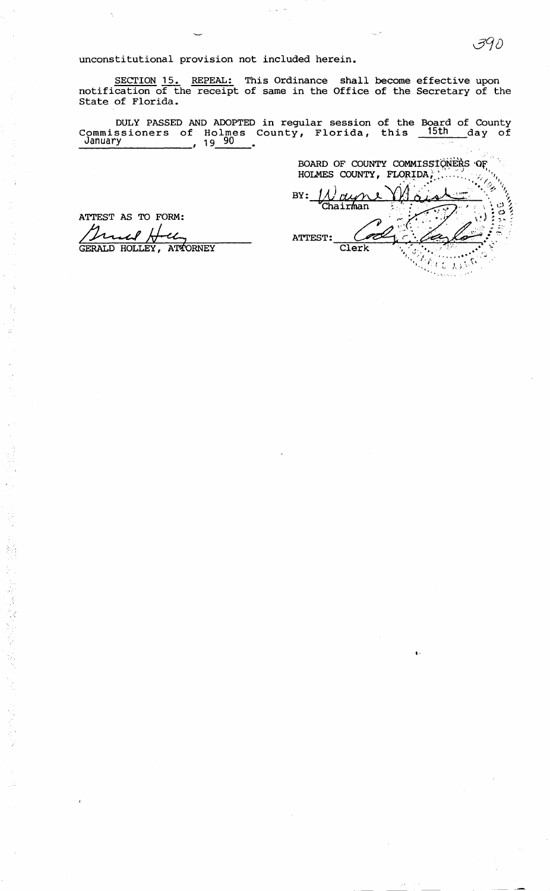unconstitutional provision not included herein.

SECTION 15. REPEAL: This Ordinance shall become effective upon notification of the receipt of same in the Office of the Secretary of the State of Florida.

DULY PASSED AND ADOPTED in regular session of the Board of County Commissioners of Holmes County, Florida, this 15th day of January, 19 90.

BOARD OF COUNTY COMMISSIONERS OF HOLMES COUNTY, FLORIDA

BY: ______________________
Chairman

ATTEST: ______________________
Clerk

ATTEST AS TO FORM:

______________________
GERALD HOLLEY, ATTORNEY